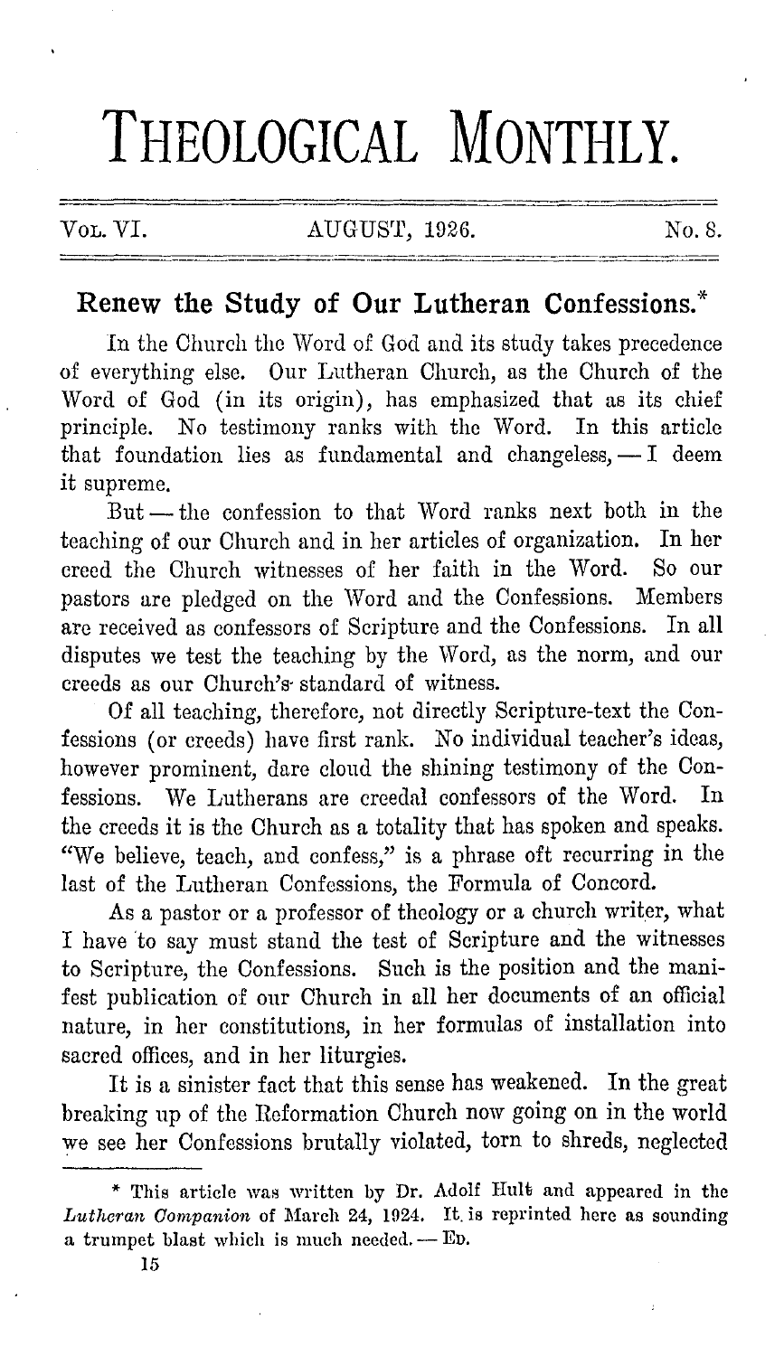# THEOLOGICAL MONTHLY.

Vol. VI. AUGUST, 1926. No. 8.

## Renew the Study of Our Lutheran Confessions.*

In the Church the Word of God and its study takes precedence of everything else. Our Lutheran Church, as the Church of the Word of God (in its origin), has emphasized that as its chief principle. No testimony ranks with the Word. In this article that foundation lies as fundamental and changeless, — I deem it supreme.

But — the confession to that Word ranks next both in the teaching of our Church and in her articles of organization. In her creed the Church witnesses of her faith in the Word. So our pastors are pledged on the Word and the Confessions. Members are received as confessors of Scripture and the Confessions. In all disputes we test the teaching by the Word, as the norm, and our creeds as our Church's standard of witness.

Of all teaching, therefore, not directly Scripture-text the Confessions (or creeds) have first rank. No individual teacher's ideas, however prominent, dare cloud the shining testimony of the Confessions. We Lutherans are creedal confessors of the Word. In the creeds it is the Church as a totality that has spoken and speaks. "We believe, teach, and confess," is a phrase oft recurring in the last of the Lutheran Confessions, the Formula of Concord.

As a pastor or a professor of theology or a church writer, what I have to say must stand the test of Scripture and the witnesses to Scripture, the Confessions. Such is the position and the manifest publication of our Church in all her documents of an official nature, in her constitutions, in her formulas of installation into sacred offices, and in her liturgies.

It is a sinister fact that this sense has weakened. In the great breaking up of the Reformation Church now going on in the world we see her Confessions brutally violated, torn to shreds, neglected

---

\* This article was written by Dr. Adolf Hult and appeared in the *Lutheran Companion* of March 24, 1924. It is reprinted here as sounding a trumpet blast which is much needed. — Ed.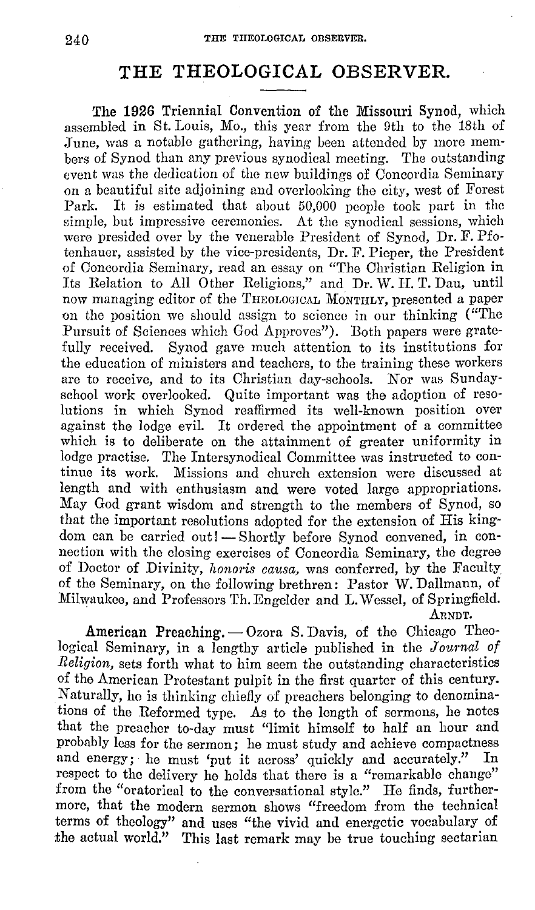# THE THEOLOGICAL OBSERVER.

**The 1926 Triennial Convention of the Missouri Synod**, which assembled in St. Louis, Mo., this year from the 9th to the 18th of June, was a notable gathering, having been attended by more members of Synod than any previous synodical meeting. The outstanding event was the dedication of the new buildings of Concordia Seminary on a beautiful site adjoining and overlooking the city, west of Forest Park. It is estimated that about 50,000 people took part in the simple, but impressive ceremonies. At the synodical sessions, which were presided over by the venerable President of Synod, Dr. F. Pfotenhauer, assisted by the vice-presidents, Dr. F. Pieper, the President of Concordia Seminary, read an essay on "The Christian Religion in Its Relation to All Other Religions," and Dr. W. H. T. Dau, until now managing editor of the THEOLOGICAL MONTHLY, presented a paper on the position we should assign to science in our thinking ("The Pursuit of Sciences which God Approves"). Both papers were gratefully received. Synod gave much attention to its institutions for the education of ministers and teachers, to the training these workers are to receive, and to its Christian day-schools. Nor was Sunday-school work overlooked. Quite important was the adoption of resolutions in which Synod reaffirmed its well-known position over against the lodge evil. It ordered the appointment of a committee which is to deliberate on the attainment of greater uniformity in lodge practise. The Intersynodical Committee was instructed to continue its work. Missions and church extension were discussed at length and with enthusiasm and were voted large appropriations. May God grant wisdom and strength to the members of Synod, so that the important resolutions adopted for the extension of His kingdom can be carried out! — Shortly before Synod convened, in connection with the closing exercises of Concordia Seminary, the degree of Doctor of Divinity, *honoris causa*, was conferred, by the Faculty of the Seminary, on the following brethren: Pastor W. Dallmann, of Milwaukee, and Professors Th. Engelder and L. Wessel, of Springfield.

ARNDT.

**American Preaching.** — Ozora S. Davis, of the Chicago Theological Seminary, in a lengthy article published in the *Journal of Religion*, sets forth what to him seem the outstanding characteristics of the American Protestant pulpit in the first quarter of this century. Naturally, he is thinking chiefly of preachers belonging to denominations of the Reformed type. As to the length of sermons, he notes that the preacher to-day must "limit himself to half an hour and probably less for the sermon; he must study and achieve compactness and energy; he must 'put it across' quickly and accurately." In respect to the delivery he holds that there is a "remarkable change" from the "oratorical to the conversational style." He finds, furthermore, that the modern sermon shows "freedom from the technical terms of theology" and uses "the vivid and energetic vocabulary of the actual world." This last remark may be true touching sectarian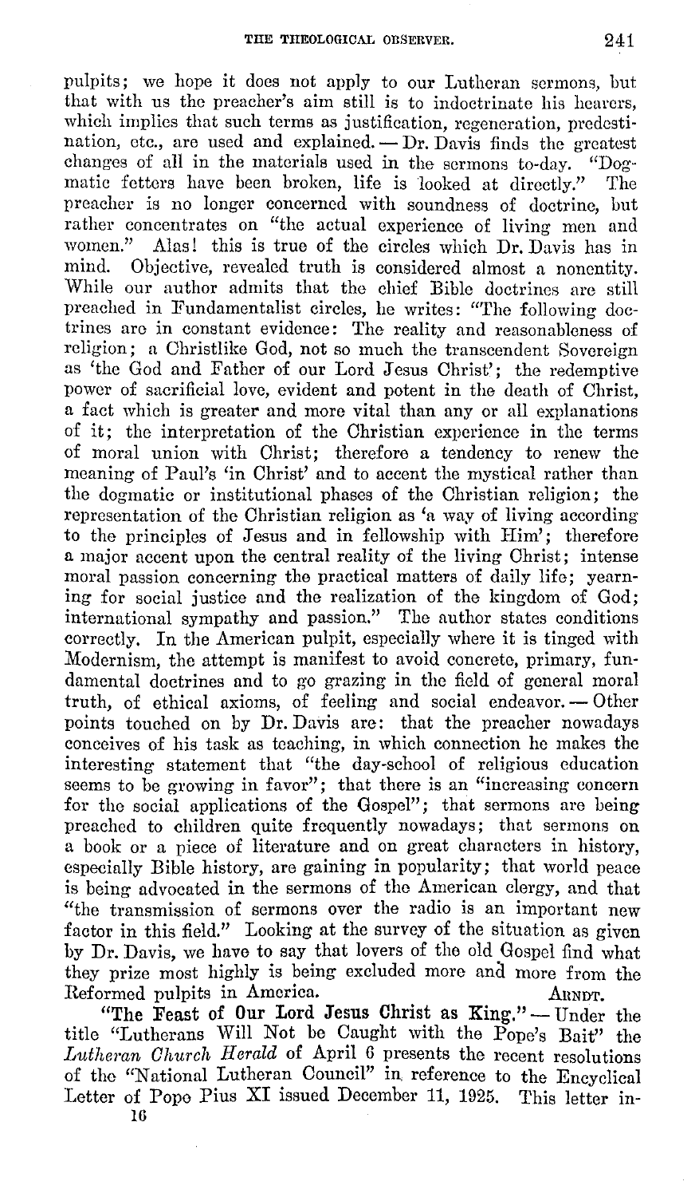pulpits; we hope it does not apply to our Lutheran sermons, but that with us the preacher's aim still is to indoctrinate his hearers, which implies that such terms as justification, regeneration, predestination, etc., are used and explained. — Dr. Davis finds the greatest changes of all in the materials used in the sermons to-day. "Dogmatic fetters have been broken, life is looked at directly." The preacher is no longer concerned with soundness of doctrine, but rather concentrates on "the actual experience of living men and women." Alas! this is true of the circles which Dr. Davis has in mind. Objective, revealed truth is considered almost a nonentity. While our author admits that the chief Bible doctrines are still preached in Fundamentalist circles, he writes: "The following doctrines are in constant evidence: The reality and reasonableness of religion; a Christlike God, not so much the transcendent Sovereign as 'the God and Father of our Lord Jesus Christ'; the redemptive power of sacrificial love, evident and potent in the death of Christ, a fact which is greater and more vital than any or all explanations of it; the interpretation of the Christian experience in the terms of moral union with Christ; therefore a tendency to renew the meaning of Paul's 'in Christ' and to accent the mystical rather than the dogmatic or institutional phases of the Christian religion; the representation of the Christian religion as 'a way of living according to the principles of Jesus and in fellowship with Him'; therefore a major accent upon the central reality of the living Christ; intense moral passion concerning the practical matters of daily life; yearning for social justice and the realization of the kingdom of God; international sympathy and passion." The author states conditions correctly. In the American pulpit, especially where it is tinged with Modernism, the attempt is manifest to avoid concrete, primary, fundamental doctrines and to go grazing in the field of general moral truth, of ethical axioms, of feeling and social endeavor. — Other points touched on by Dr. Davis are: that the preacher nowadays conceives of his task as teaching, in which connection he makes the interesting statement that "the day-school of religious education seems to be growing in favor"; that there is an "increasing concern for the social applications of the Gospel"; that sermons are being preached to children quite frequently nowadays; that sermons on a book or a piece of literature and on great characters in history, especially Bible history, are gaining in popularity; that world peace is being advocated in the sermons of the American clergy, and that "the transmission of sermons over the radio is an important new factor in this field." Looking at the survey of the situation as given by Dr. Davis, we have to say that lovers of the old Gospel find what they prize most highly is being excluded more and more from the Reformed pulpits in America. ARNDT.

**"The Feast of Our Lord Jesus Christ as King."** — Under the title "Lutherans Will Not be Caught with the Pope's Bait" the *Lutheran Church Herald* of April 6 presents the recent resolutions of the "National Lutheran Council" in reference to the Encyclical Letter of Pope Pius XI issued December 11, 1925. This letter in-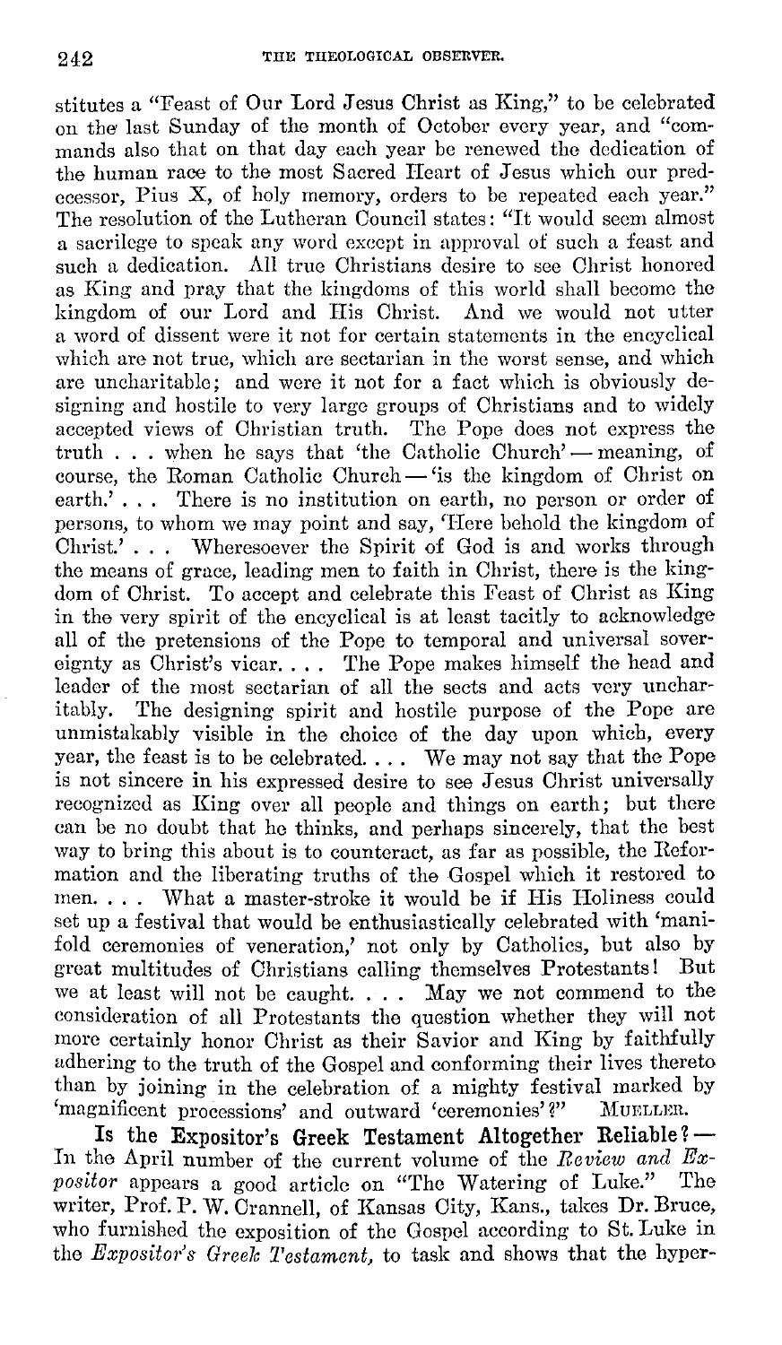stitutes a "Feast of Our Lord Jesus Christ as King," to be celebrated on the last Sunday of the month of October every year, and "commands also that on that day each year be renewed the dedication of the human race to the most Sacred Heart of Jesus which our predecessor, Pius X, of holy memory, orders to be repeated each year." The resolution of the Lutheran Council states: "It would seem almost a sacrilege to speak any word except in approval of such a feast and such a dedication. All true Christians desire to see Christ honored as King and pray that the kingdoms of this world shall become the kingdom of our Lord and His Christ. And we would not utter a word of dissent were it not for certain statements in the encyclical which are not true, which are sectarian in the worst sense, and which are uncharitable; and were it not for a fact which is obviously designing and hostile to very large groups of Christians and to widely accepted views of Christian truth. The Pope does not express the truth . . . when he says that 'the Catholic Church' — meaning, of course, the Roman Catholic Church — 'is the kingdom of Christ on earth.' . . . There is no institution on earth, no person or order of persons, to whom we may point and say, 'Here behold the kingdom of Christ.' . . . Wheresoever the Spirit of God is and works through the means of grace, leading men to faith in Christ, there is the kingdom of Christ. To accept and celebrate this Feast of Christ as King in the very spirit of the encyclical is at least tacitly to acknowledge all of the pretensions of the Pope to temporal and universal sovereignty as Christ's vicar. . . . The Pope makes himself the head and leader of the most sectarian of all the sects and acts very uncharitably. The designing spirit and hostile purpose of the Pope are unmistakably visible in the choice of the day upon which, every year, the feast is to be celebrated. . . . We may not say that the Pope is not sincere in his expressed desire to see Jesus Christ universally recognized as King over all people and things on earth; but there can be no doubt that he thinks, and perhaps sincerely, that the best way to bring this about is to counteract, as far as possible, the Reformation and the liberating truths of the Gospel which it restored to men. . . . What a master-stroke it would be if His Holiness could set up a festival that would be enthusiastically celebrated with 'manifold ceremonies of veneration,' not only by Catholics, but also by great multitudes of Christians calling themselves Protestants! But we at least will not be caught. . . . May we not commend to the consideration of all Protestants the question whether they will not more certainly honor Christ as their Savior and King by faithfully adhering to the truth of the Gospel and conforming their lives thereto than by joining in the celebration of a mighty festival marked by 'magnificent processions' and outward 'ceremonies'?" MUELLER.

**Is the Expositor's Greek Testament Altogether Reliable?** — In the April number of the current volume of the *Review and Expositor* appears a good article on "The Watering of Luke." The writer, Prof. P. W. Crannell, of Kansas City, Kans., takes Dr. Bruce, who furnished the exposition of the Gospel according to St. Luke in the *Expositor's Greek Testament*, to task and shows that the hyper-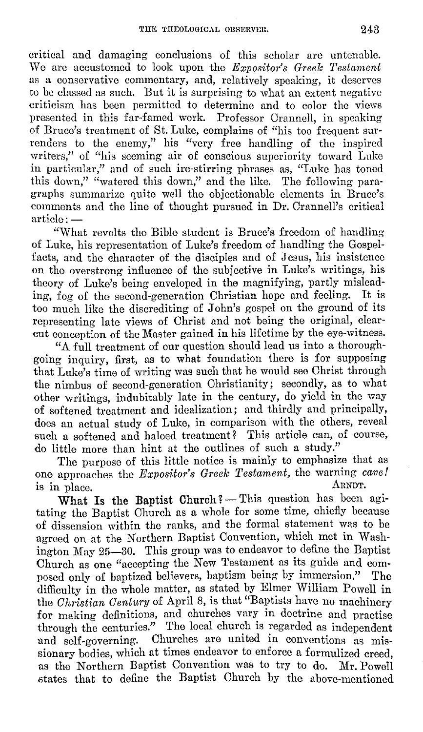critical and damaging conclusions of this scholar are untenable. We are accustomed to look upon the *Expositor's Greek Testament* as a conservative commentary, and, relatively speaking, it deserves to be classed as such. But it is surprising to what an extent negative criticism has been permitted to determine and to color the views presented in this far-famed work. Professor Crannell, in speaking of Bruce's treatment of St. Luke, complains of "his too frequent surrenders to the enemy," his "very free handling of the inspired writers," of "his seeming air of conscious superiority toward Luke in particular," and of such ire-stirring phrases as, "Luke has toned this down," "watered this down," and the like. The following paragraphs summarize quite well the objectionable elements in Bruce's comments and the line of thought pursued in Dr. Crannell's critical article: —

"What revolts the Bible student is Bruce's freedom of handling of Luke, his representation of Luke's freedom of handling the Gospel-facts, and the character of the disciples and of Jesus, his insistence on the overstrong influence of the subjective in Luke's writings, his theory of Luke's being enveloped in the magnifying, partly misleading, fog of the second-generation Christian hope and feeling. It is too much like the discrediting of John's gospel on the ground of its representing late views of Christ and not being the original, clear-cut conception of the Master gained in his lifetime by the eye-witness.

"A full treatment of our question should lead us into a thoroughgoing inquiry, first, as to what foundation there is for supposing that Luke's time of writing was such that he would see Christ through the nimbus of second-generation Christianity; secondly, as to what other writings, indubitably late in the century, do yield in the way of softened treatment and idealization; and thirdly and principally, does an actual study of Luke, in comparison with the others, reveal such a softened and haloed treatment? This article can, of course, do little more than hint at the outlines of such a study."

The purpose of this little notice is mainly to emphasize that as one approaches the *Expositor's Greek Testament*, the warning *cave!* is in place.

ARNDT.

**What Is the Baptist Church?** — This question has been agitating the Baptist Church as a whole for some time, chiefly because of dissension within the ranks, and the formal statement was to be agreed on at the Northern Baptist Convention, which met in Washington May 25—30. This group was to endeavor to define the Baptist Church as one "accepting the New Testament as its guide and composed only of baptized believers, baptism being by immersion." The difficulty in the whole matter, as stated by Elmer William Powell in the *Christian Century* of April 8, is that "Baptists have no machinery for making definitions, and churches vary in doctrine and practise through the centuries." The local church is regarded as independent and self-governing. Churches are united in conventions as missionary bodies, which at times endeavor to enforce a formulized creed, as the Northern Baptist Convention was to try to do. Mr. Powell states that to define the Baptist Church by the above-mentioned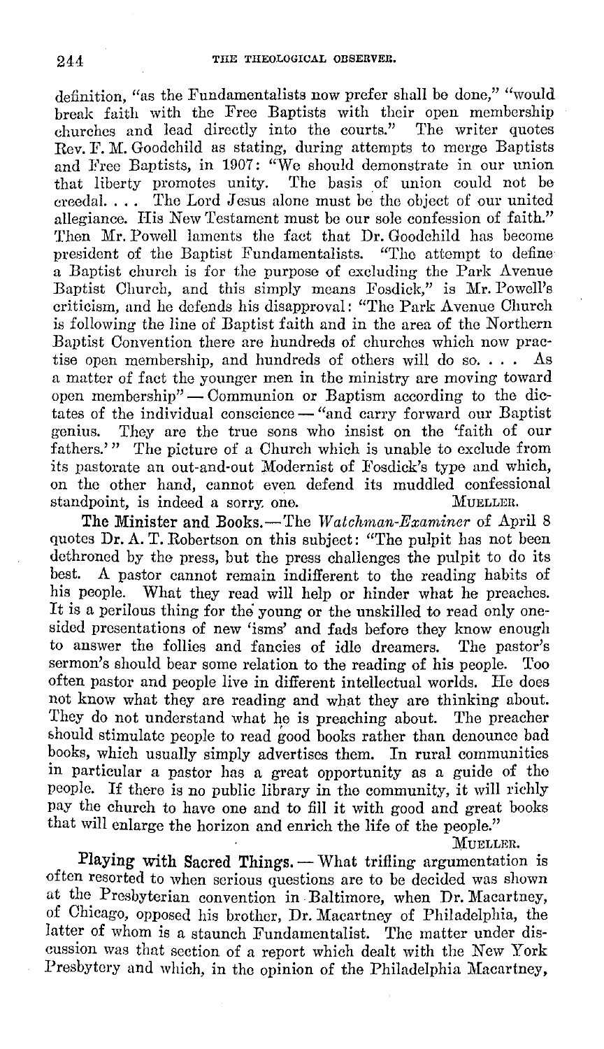definition, "as the Fundamentalists now prefer shall be done," "would break faith with the Free Baptists with their open membership churches and lead directly into the courts." The writer quotes Rev. F. M. Goodchild as stating, during attempts to merge Baptists and Free Baptists, in 1907: "We should demonstrate in our union that liberty promotes unity. The basis of union could not be creedal. . . . The Lord Jesus alone must be the object of our united allegiance. His New Testament must be our sole confession of faith." Then Mr. Powell laments the fact that Dr. Goodchild has become president of the Baptist Fundamentalists. "The attempt to define a Baptist church is for the purpose of excluding the Park Avenue Baptist Church, and this simply means Fosdick," is Mr. Powell's criticism, and he defends his disapproval: "The Park Avenue Church is following the line of Baptist faith and in the area of the Northern Baptist Convention there are hundreds of churches which now practise open membership, and hundreds of others will do so. . . . As a matter of fact the younger men in the ministry are moving toward open membership" — Communion or Baptism according to the dictates of the individual conscience — "and carry forward our Baptist genius. They are the true sons who insist on the 'faith of our fathers.'" The picture of a Church which is unable to exclude from its pastorate an out-and-out Modernist of Fosdick's type and which, on the other hand, cannot even defend its muddled confessional standpoint, is indeed a sorry one. MUELLER.

**The Minister and Books.** — The *Watchman-Examiner* of April 8 quotes Dr. A. T. Robertson on this subject: "The pulpit has not been dethroned by the press, but the press challenges the pulpit to do its best. A pastor cannot remain indifferent to the reading habits of his people. What they read will help or hinder what he preaches. It is a perilous thing for the young or the unskilled to read only one-sided presentations of new 'isms' and fads before they know enough to answer the follies and fancies of idle dreamers. The pastor's sermon's should bear some relation to the reading of his people. Too often pastor and people live in different intellectual worlds. He does not know what they are reading and what they are thinking about. They do not understand what he is preaching about. The preacher should stimulate people to read good books rather than denounce bad books, which usually simply advertises them. In rural communities in particular a pastor has a great opportunity as a guide of the people. If there is no public library in the community, it will richly pay the church to have one and to fill it with good and great books that will enlarge the horizon and enrich the life of the people."

MUELLER.

**Playing with Sacred Things.** — What trifling argumentation is often resorted to when serious questions are to be decided was shown at the Presbyterian convention in Baltimore, when Dr. Macartney, of Chicago, opposed his brother, Dr. Macartney of Philadelphia, the latter of whom is a staunch Fundamentalist. The matter under discussion was that section of a report which dealt with the New York Presbytery and which, in the opinion of the Philadelphia Macartney,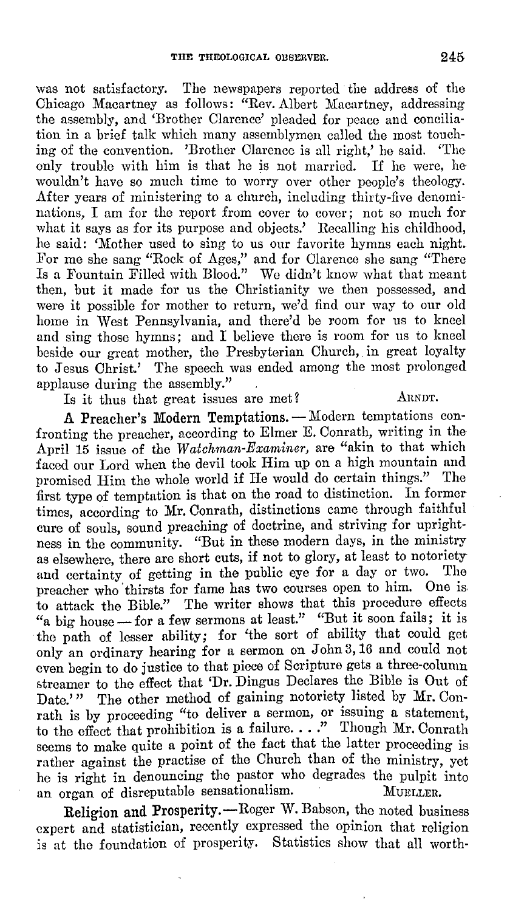was not satisfactory. The newspapers reported the address of the Chicago Macartney as follows: "Rev. Albert Macartney, addressing the assembly, and 'Brother Clarence' pleaded for peace and conciliation in a brief talk which many assemblymen called the most touching of the convention. 'Brother Clarence is all right,' he said. 'The only trouble with him is that he is not married. If he were, he wouldn't have so much time to worry over other people's theology. After years of ministering to a church, including thirty-five denominations, I am for the report from cover to cover; not so much for what it says as for its purpose and objects.' Recalling his childhood, he said: 'Mother used to sing to us our favorite hymns each night. For me she sang "Rock of Ages," and for Clarence she sang "There Is a Fountain Filled with Blood." We didn't know what that meant then, but it made for us the Christianity we then possessed, and were it possible for mother to return, we'd find our way to our old home in West Pennsylvania, and there'd be room for us to kneel and sing those hymns; and I believe there is room for us to kneel beside our great mother, the Presbyterian Church, in great loyalty to Jesus Christ.' The speech was ended among the most prolonged applause during the assembly."

Is it thus that great issues are met? ARNDT.

**A Preacher's Modern Temptations.** — Modern temptations confronting the preacher, according to Elmer E. Conrath, writing in the April 15 issue of the *Watchman-Examiner*, are "akin to that which faced our Lord when the devil took Him up on a high mountain and promised Him the whole world if He would do certain things." The first type of temptation is that on the road to distinction. In former times, according to Mr. Conrath, distinctions came through faithful cure of souls, sound preaching of doctrine, and striving for uprightness in the community. "But in these modern days, in the ministry as elsewhere, there are short cuts, if not to glory, at least to notoriety and certainty of getting in the public eye for a day or two. The preacher who thirsts for fame has two courses open to him. One is to attack the Bible." The writer shows that this procedure effects "a big house — for a few sermons at least." "But it soon fails; it is the path of lesser ability; for 'the sort of ability that could get only an ordinary hearing for a sermon on John 3, 16 and could not even begin to do justice to that piece of Scripture gets a three-column streamer to the effect that 'Dr. Dingus Declares the Bible is Out of Date.'" The other method of gaining notoriety listed by Mr. Conrath is by proceeding "to deliver a sermon, or issuing a statement, to the effect that prohibition is a failure. . . ." Though Mr. Conrath seems to make quite a point of the fact that the latter proceeding is rather against the practise of the Church than of the ministry, yet he is right in denouncing the pastor who degrades the pulpit into an organ of disreputable sensationalism. MUELLER.

**Religion and Prosperity.** — Roger W. Babson, the noted business expert and statistician, recently expressed the opinion that religion is at the foundation of prosperity. Statistics show that all worth-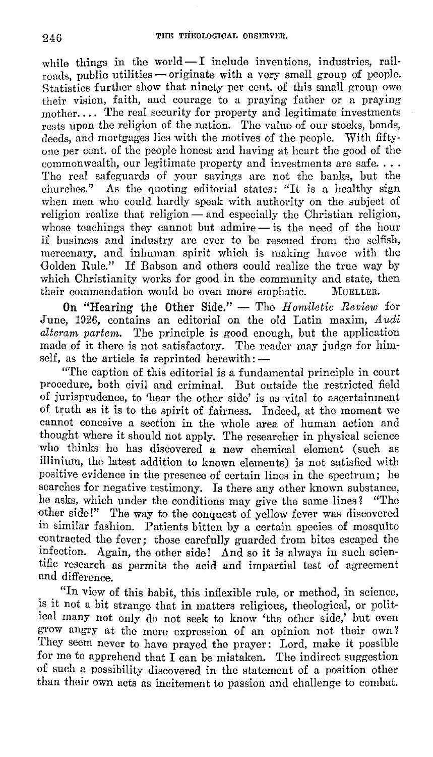while things in the world — I include inventions, industries, railroads, public utilities — originate with a very small group of people. Statistics further show that ninety per cent. of this small group owe their vision, faith, and courage to a praying father or a praying mother.... The real security for property and legitimate investments rests upon the religion of the nation. The value of our stocks, bonds, deeds, and mortgages lies with the motives of the people. With fifty-one per cent. of the people honest and having at heart the good of the commonwealth, our legitimate property and investments are safe. . . . The real safeguards of your savings are not the banks, but the churches." As the quoting editorial states: "It is a healthy sign when men who could hardly speak with authority on the subject of religion realize that religion — and especially the Christian religion, whose teachings they cannot but admire — is the need of the hour if business and industry are ever to be rescued from the selfish, mercenary, and inhuman spirit which is making havoc with the Golden Rule." If Babson and others could realize the true way by which Christianity works for good in the community and state, then their commendation would be even more emphatic. MUELLER.

**On "Hearing the Other Side."** — The *Homiletic Review* for June, 1926, contains an editorial on the old Latin maxim, *Audi alteram partem.* The principle is good enough, but the application made of it there is not satisfactory. The reader may judge for himself, as the article is reprinted herewith: —

"The caption of this editorial is a fundamental principle in court procedure, both civil and criminal. But outside the restricted field of jurisprudence, to 'hear the other side' is as vital to ascertainment of truth as it is to the spirit of fairness. Indeed, at the moment we cannot conceive a section in the whole area of human action and thought where it should not apply. The researcher in physical science who thinks he has discovered a new chemical element (such as illinium, the latest addition to known elements) is not satisfied with positive evidence in the presence of certain lines in the spectrum; he searches for negative testimony. Is there any other known substance, he asks, which under the conditions may give the same lines? "The other side!" The way to the conquest of yellow fever was discovered in similar fashion. Patients bitten by a certain species of mosquito contracted the fever; those carefully guarded from bites escaped the infection. Again, the other side! And so it is always in such scientific research as permits the acid and impartial test of agreement and difference.

"In view of this habit, this inflexible rule, or method, in science, is it not a bit strange that in matters religious, theological, or political many not only do not seek to know 'the other side,' but even grow angry at the mere expression of an opinion not their own? They seem never to have prayed the prayer: Lord, make it possible for me to apprehend that I can be mistaken. The indirect suggestion of such a possibility discovered in the statement of a position other than their own acts as incitement to passion and challenge to combat.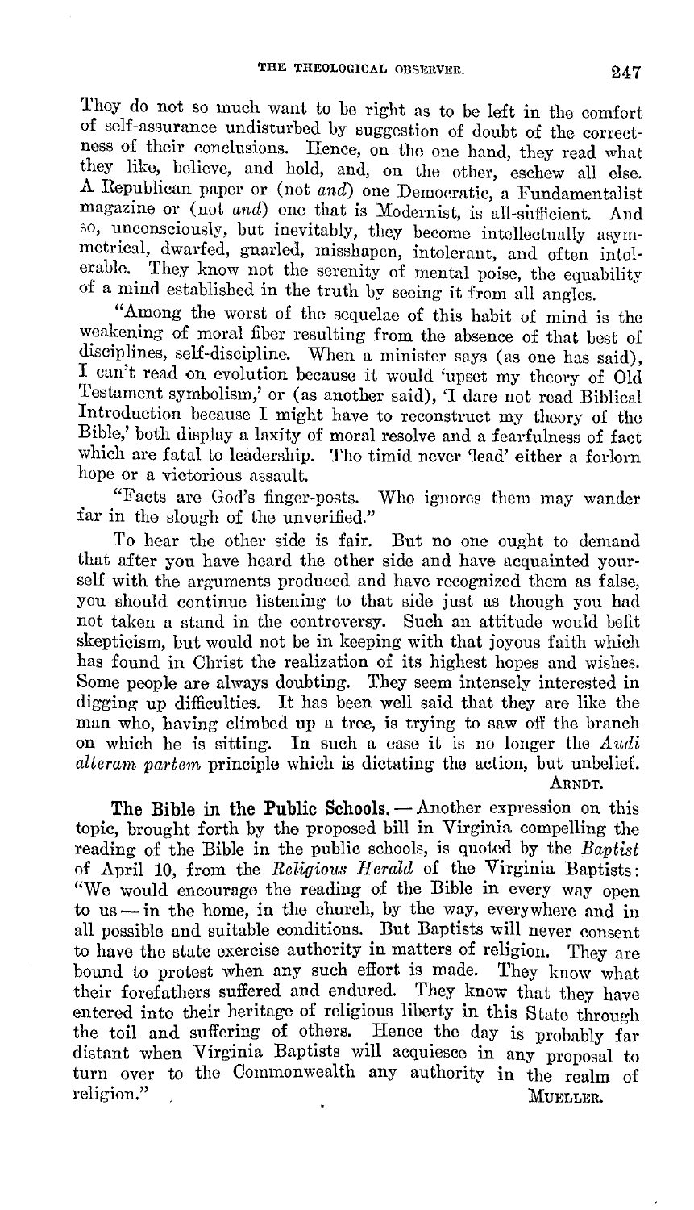They do not so much want to be right as to be left in the comfort of self-assurance undisturbed by suggestion of doubt of the correctness of their conclusions. Hence, on the one hand, they read what they like, believe, and hold, and, on the other, eschew all else. A Republican paper or (not *and*) one Democratic, a Fundamentalist magazine or (not *and*) one that is Modernist, is all-sufficient. And so, unconsciously, but inevitably, they become intellectually asymmetrical, dwarfed, gnarled, misshapen, intolerant, and often intolerable. They know not the serenity of mental poise, the equability of a mind established in the truth by seeing it from all angles.

"Among the worst of the sequelae of this habit of mind is the weakening of moral fiber resulting from the absence of that best of disciplines, self-discipline. When a minister says (as one has said), I can't read on evolution because it would 'upset my theory of Old Testament symbolism,' or (as another said), 'I dare not read Biblical Introduction because I might have to reconstruct my theory of the Bible,' both display a laxity of moral resolve and a fearfulness of fact which are fatal to leadership. The timid never 'lead' either a forlorn hope or a victorious assault.

"Facts are God's finger-posts. Who ignores them may wander far in the slough of the unverified."

To hear the other side is fair. But no one ought to demand that after you have heard the other side and have acquainted yourself with the arguments produced and have recognized them as false, you should continue listening to that side just as though you had not taken a stand in the controversy. Such an attitude would befit skepticism, but would not be in keeping with that joyous faith which has found in Christ the realization of its highest hopes and wishes. Some people are always doubting. They seem intensely interested in digging up difficulties. It has been well said that they are like the man who, having climbed up a tree, is trying to saw off the branch on which he is sitting. In such a case it is no longer the *Audi alteram partem* principle which is dictating the action, but unbelief.

ARNDT.

**The Bible in the Public Schools.** — Another expression on this topic, brought forth by the proposed bill in Virginia compelling the reading of the Bible in the public schools, is quoted by the *Baptist* of April 10, from the *Religious Herald* of the Virginia Baptists: "We would encourage the reading of the Bible in every way open to us — in the home, in the church, by the way, everywhere and in all possible and suitable conditions. But Baptists will never consent to have the state exercise authority in matters of religion. They are bound to protest when any such effort is made. They know what their forefathers suffered and endured. They know that they have entered into their heritage of religious liberty in this State through the toil and suffering of others. Hence the day is probably far distant when Virginia Baptists will acquiesce in any proposal to turn over to the Commonwealth any authority in the realm of religion."

MUELLER.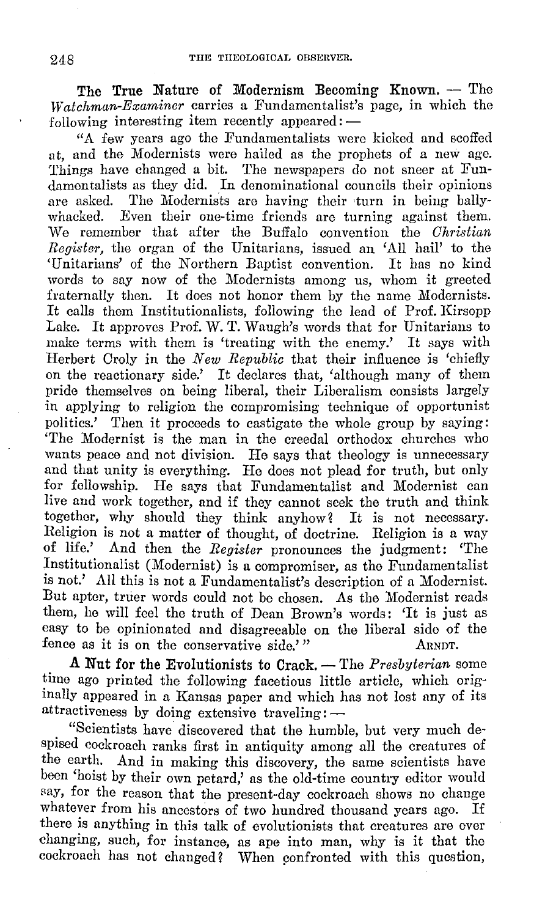**The True Nature of Modernism Becoming Known.** — The *Watchman-Examiner* carries a Fundamentalist's page, in which the following interesting item recently appeared: —

"A few years ago the Fundamentalists were kicked and scoffed at, and the Modernists were hailed as the prophets of a new age. Things have changed a bit. The newspapers do not sneer at Fundamentalists as they did. In denominational councils their opinions are asked. The Modernists are having their turn in being ballywhacked. Even their one-time friends are turning against them. We remember that after the Buffalo convention the *Christian Register*, the organ of the Unitarians, issued an 'All hail' to the 'Unitarians' of the Northern Baptist convention. It has no kind words to say now of the Modernists among us, whom it greeted fraternally then. It does not honor them by the name Modernists. It calls them Institutionalists, following the lead of Prof. Kirsopp Lake. It approves Prof. W. T. Waugh's words that for Unitarians to make terms with them is 'treating with the enemy.' It says with Herbert Croly in the *New Republic* that their influence is 'chiefly on the reactionary side.' It declares that, 'although many of them pride themselves on being liberal, their Liberalism consists largely in applying to religion the compromising technique of opportunist politics.' Then it proceeds to castigate the whole group by saying: 'The Modernist is the man in the creedal orthodox churches who wants peace and not division. He says that theology is unnecessary and that unity is everything. He does not plead for truth, but only for fellowship. He says that Fundamentalist and Modernist can live and work together, and if they cannot seek the truth and think together, why should they think anyhow? It is not necessary. Religion is not a matter of thought, of doctrine. Religion is a way of life.' And then the *Register* pronounces the judgment: 'The Institutionalist (Modernist) is a compromiser, as the Fundamentalist is not.' All this is not a Fundamentalist's description of a Modernist. But apter, truer words could not be chosen. As the Modernist reads them, he will feel the truth of Dean Brown's words: 'It is just as easy to be opinionated and disagreeable on the liberal side of the fence as it is on the conservative side.'" ARNDT.

**A Nut for the Evolutionists to Crack.** — The *Presbyterian* some time ago printed the following facetious little article, which originally appeared in a Kansas paper and which has not lost any of its attractiveness by doing extensive traveling: —

"Scientists have discovered that the humble, but very much despised cockroach ranks first in antiquity among all the creatures of the earth. And in making this discovery, the same scientists have been 'hoist by their own petard,' as the old-time country editor would say, for the reason that the present-day cockroach shows no change whatever from his ancestors of two hundred thousand years ago. If there is anything in this talk of evolutionists that creatures are ever changing, such, for instance, as ape into man, why is it that the cockroach has not changed? When confronted with this question,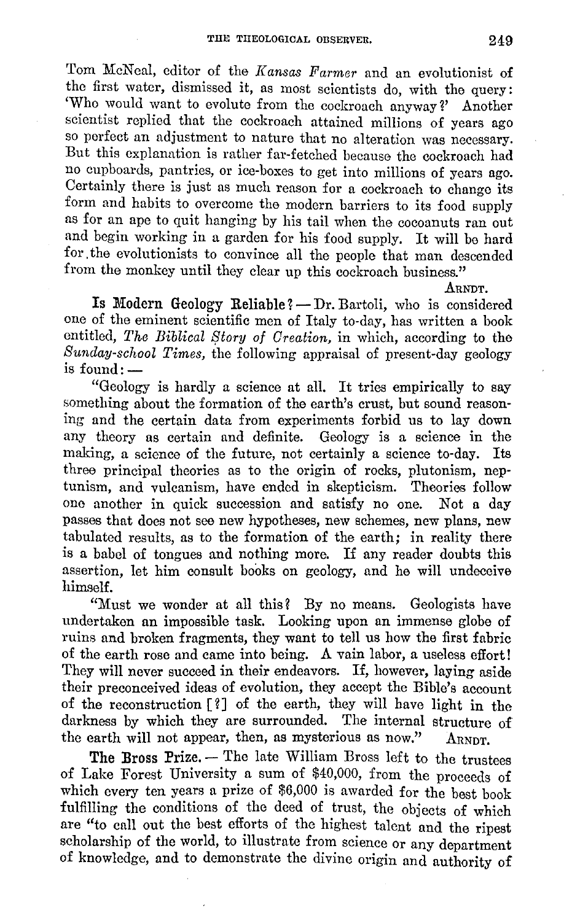Tom McNeal, editor of the *Kansas Farmer* and an evolutionist of the first water, dismissed it, as most scientists do, with the query: 'Who would want to evolute from the cockroach anyway?' Another scientist replied that the cockroach attained millions of years ago so perfect an adjustment to nature that no alteration was necessary. But this explanation is rather far-fetched because the cockroach had no cupboards, pantries, or ice-boxes to get into millions of years ago. Certainly there is just as much reason for a cockroach to change its form and habits to overcome the modern barriers to its food supply as for an ape to quit hanging by his tail when the cocoanuts ran out and begin working in a garden for his food supply. It will be hard for the evolutionists to convince all the people that man descended from the monkey until they clear up this cockroach business."

ARNDT.

**Is Modern Geology Reliable?** — Dr. Bartoli, who is considered one of the eminent scientific men of Italy to-day, has written a book entitled, *The Biblical Story of Creation,* in which, according to the *Sunday-school Times,* the following appraisal of present-day geology is found: —

"Geology is hardly a science at all. It tries empirically to say something about the formation of the earth's crust, but sound reasoning and the certain data from experiments forbid us to lay down any theory as certain and definite. Geology is a science in the making, a science of the future, not certainly a science to-day. Its three principal theories as to the origin of rocks, plutonism, neptunism, and vulcanism, have ended in skepticism. Theories follow one another in quick succession and satisfy no one. Not a day passes that does not see new hypotheses, new schemes, new plans, new tabulated results, as to the formation of the earth; in reality there is a babel of tongues and nothing more. If any reader doubts this assertion, let him consult books on geology, and he will undeceive himself.

"Must we wonder at all this? By no means. Geologists have undertaken an impossible task. Looking upon an immense globe of ruins and broken fragments, they want to tell us how the first fabric of the earth rose and came into being. A vain labor, a useless effort! They will never succeed in their endeavors. If, however, laying aside their preconceived ideas of evolution, they accept the Bible's account of the reconstruction [?] of the earth, they will have light in the darkness by which they are surrounded. The internal structure of the earth will not appear, then, as mysterious as now." ARNDT.

**The Bross Prize.** — The late William Bross left to the trustees of Lake Forest University a sum of $40,000, from the proceeds of which every ten years a prize of $6,000 is awarded for the best book fulfilling the conditions of the deed of trust, the objects of which are "to call out the best efforts of the highest talent and the ripest scholarship of the world, to illustrate from science or any department of knowledge, and to demonstrate the divine origin and authority of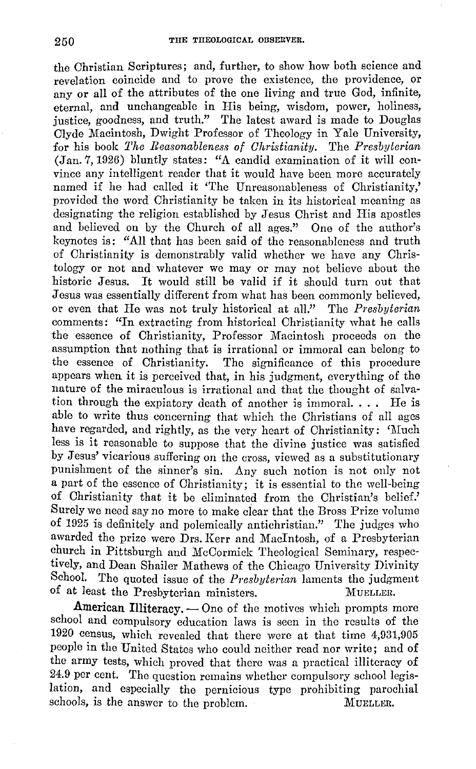the Christian Scriptures; and, further, to show how both science and revelation coincide and to prove the existence, the providence, or any or all of the attributes of the one living and true God, infinite, eternal, and unchangeable in His being, wisdom, power, holiness, justice, goodness, and truth." The latest award is made to Douglas Clyde Macintosh, Dwight Professor of Theology in Yale University, for his book *The Reasonableness of Christianity.* The *Presbyterian* (Jan. 7, 1926) bluntly states: "A candid examination of it will convince any intelligent reader that it would have been more accurately named if he had called it 'The Unreasonableness of Christianity,' provided the word Christianity be taken in its historical meaning as designating the religion established by Jesus Christ and His apostles and believed on by the Church of all ages." One of the author's keynotes is: "All that has been said of the reasonableness and truth of Christianity is demonstrably valid whether we have any Christology or not and whatever we may or may not believe about the historic Jesus. It would still be valid if it should turn out that Jesus was essentially different from what has been commonly believed, or even that He was not truly historical at all." The *Presbyterian* comments: "In extracting from historical Christianity what he calls the essence of Christianity, Professor Macintosh proceeds on the assumption that nothing that is irrational or immoral can belong to the essence of Christianity. The significance of this procedure appears when it is perceived that, in his judgment, everything of the nature of the miraculous is irrational and that the thought of salvation through the expiatory death of another is immoral. . . . He is able to write thus concerning that which the Christians of all ages have regarded, and rightly, as the very heart of Christianity: 'Much less is it reasonable to suppose that the divine justice was satisfied by Jesus' vicarious suffering on the cross, viewed as a substitutionary punishment of the sinner's sin. Any such notion is not only not a part of the essence of Christianity; it is essential to the well-being of Christianity that it be eliminated from the Christian's belief.' Surely we need say no more to make clear that the Bross Prize volume of 1925 is definitely and polemically antichristian." The judges who awarded the prize were Drs. Kerr and MacIntosh, of a Presbyterian church in Pittsburgh and McCormick Theological Seminary, respectively, and Dean Shailer Mathews of the Chicago University Divinity School. The quoted issue of the *Presbyterian* laments the judgment of at least the Presbyterian ministers. MUELLER.

**American Illiteracy.** — One of the motives which prompts more school and compulsory education laws is seen in the results of the 1920 census, which revealed that there were at that time 4,931,905 people in the United States who could neither read nor write; and of the army tests, which proved that there was a practical illiteracy of 24.9 per cent. The question remains whether compulsory school legislation, and especially the pernicious type prohibiting parochial schools, is the answer to the problem. MUELLER.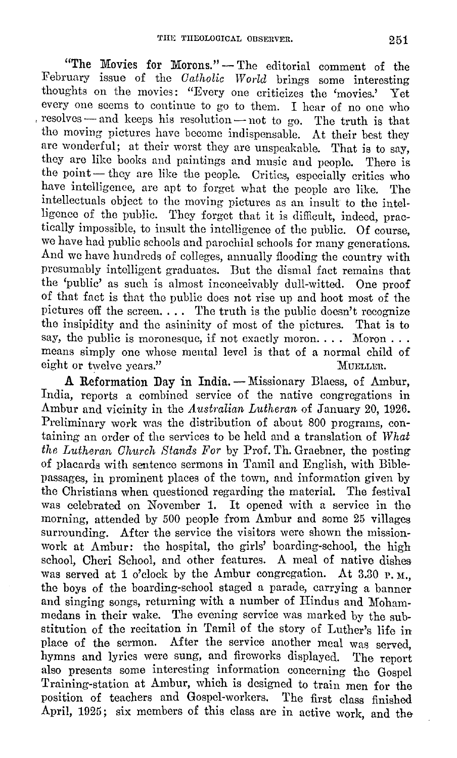**"The Movies for Morons."** — The editorial comment of the February issue of the *Catholic World* brings some interesting thoughts on the movies: "Every one criticizes the 'movies.' Yet every one seems to continue to go to them. I hear of no one who resolves — and keeps his resolution — not to go. The truth is that the moving pictures have become indispensable. At their best they are wonderful; at their worst they are unspeakable. That is to say, they are like books and paintings and music and people. There is the point — they are like the people. Critics, especially critics who have intelligence, are apt to forget what the people are like. The intellectuals object to the moving pictures as an insult to the intelligence of the public. They forget that it is difficult, indeed, practically impossible, to insult the intelligence of the public. Of course, we have had public schools and parochial schools for many generations. And we have hundreds of colleges, annually flooding the country with presumably intelligent graduates. But the dismal fact remains that the 'public' as such is almost inconceivably dull-witted. One proof of that fact is that the public does not rise up and hoot most of the pictures off the screen. . . . The truth is the public doesn't recognize the insipidity and the asininity of most of the pictures. That is to say, the public is moronesque, if not exactly moron. . . . Moron . . . means simply one whose mental level is that of a normal child of eight or twelve years." MUELLER.

**A Reformation Day in India.** — Missionary Blaess, of Ambur, India, reports a combined service of the native congregations in Ambur and vicinity in the *Australian Lutheran* of January 20, 1926. Preliminary work was the distribution of about 800 programs, containing an order of the services to be held and a translation of *What the Lutheran Church Stands For* by Prof. Th. Graebner, the posting of placards with sentence sermons in Tamil and English, with Bible-passages, in prominent places of the town, and information given by the Christians when questioned regarding the material. The festival was celebrated on November 1. It opened with a service in the morning, attended by 500 people from Ambur and some 25 villages surrounding. After the service the visitors were shown the mission-work at Ambur: the hospital, the girls' boarding-school, the high school, Cheri School, and other features. A meal of native dishes was served at 1 o'clock by the Ambur congregation. At 3.30 P. M., the boys of the boarding-school staged a parade, carrying a banner and singing songs, returning with a number of Hindus and Mohammedans in their wake. The evening service was marked by the substitution of the recitation in Tamil of the story of Luther's life in place of the sermon. After the service another meal was served, hymns and lyrics were sung, and fireworks displayed. The report also presents some interesting information concerning the Gospel Training-station at Ambur, which is designed to train men for the position of teachers and Gospel-workers. The first class finished April, 1925; six members of this class are in active work, and the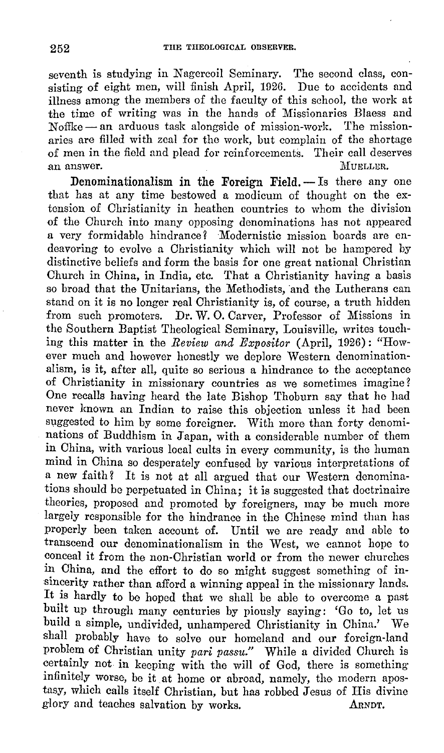seventh is studying in Nagercoil Seminary. The second class, consisting of eight men, will finish April, 1926. Due to accidents and illness among the members of the faculty of this school, the work at the time of writing was in the hands of Missionaries Blaess and Noffke — an arduous task alongside of mission-work. The missionaries are filled with zeal for the work, but complain of the shortage of men in the field and plead for reinforcements. Their call deserves an answer. MUELLER.

**Denominationalism in the Foreign Field.** — Is there any one that has at any time bestowed a modicum of thought on the extension of Christianity in heathen countries to whom the division of the Church into many opposing denominations has not appeared a very formidable hindrance? Modernistic mission boards are endeavoring to evolve a Christianity which will not be hampered by distinctive beliefs and form the basis for one great national Christian Church in China, in India, etc. That a Christianity having a basis so broad that the Unitarians, the Methodists, and the Lutherans can stand on it is no longer real Christianity is, of course, a truth hidden from such promoters. Dr. W. O. Carver, Professor of Missions in the Southern Baptist Theological Seminary, Louisville, writes touching this matter in the *Review and Expositor* (April, 1926): "However much and however honestly we deplore Western denominationalism, is it, after all, quite so serious a hindrance to the acceptance of Christianity in missionary countries as we sometimes imagine? One recalls having heard the late Bishop Thoburn say that he had never known an Indian to raise this objection unless it had been suggested to him by some foreigner. With more than forty denominations of Buddhism in Japan, with a considerable number of them in China, with various local cults in every community, is the human mind in China so desperately confused by various interpretations of a new faith? It is not at all argued that our Western denominations should be perpetuated in China; it is suggested that doctrinaire theories, proposed and promoted by foreigners, may be much more largely responsible for the hindrance in the Chinese mind than has properly been taken account of. Until we are ready and able to transcend our denominationalism in the West, we cannot hope to conceal it from the non-Christian world or from the newer churches in China, and the effort to do so might suggest something of insincerity rather than afford a winning appeal in the missionary lands. It is hardly to be hoped that we shall be able to overcome a past built up through many centuries by piously saying: 'Go to, let us build a simple, undivided, unhampered Christianity in China.' We shall probably have to solve our homeland and our foreign-land problem of Christian unity *pari passu*." While a divided Church is certainly not in keeping with the will of God, there is something infinitely worse, be it at home or abroad, namely, the modern apostasy, which calls itself Christian, but has robbed Jesus of His divine glory and teaches salvation by works. ARNDT.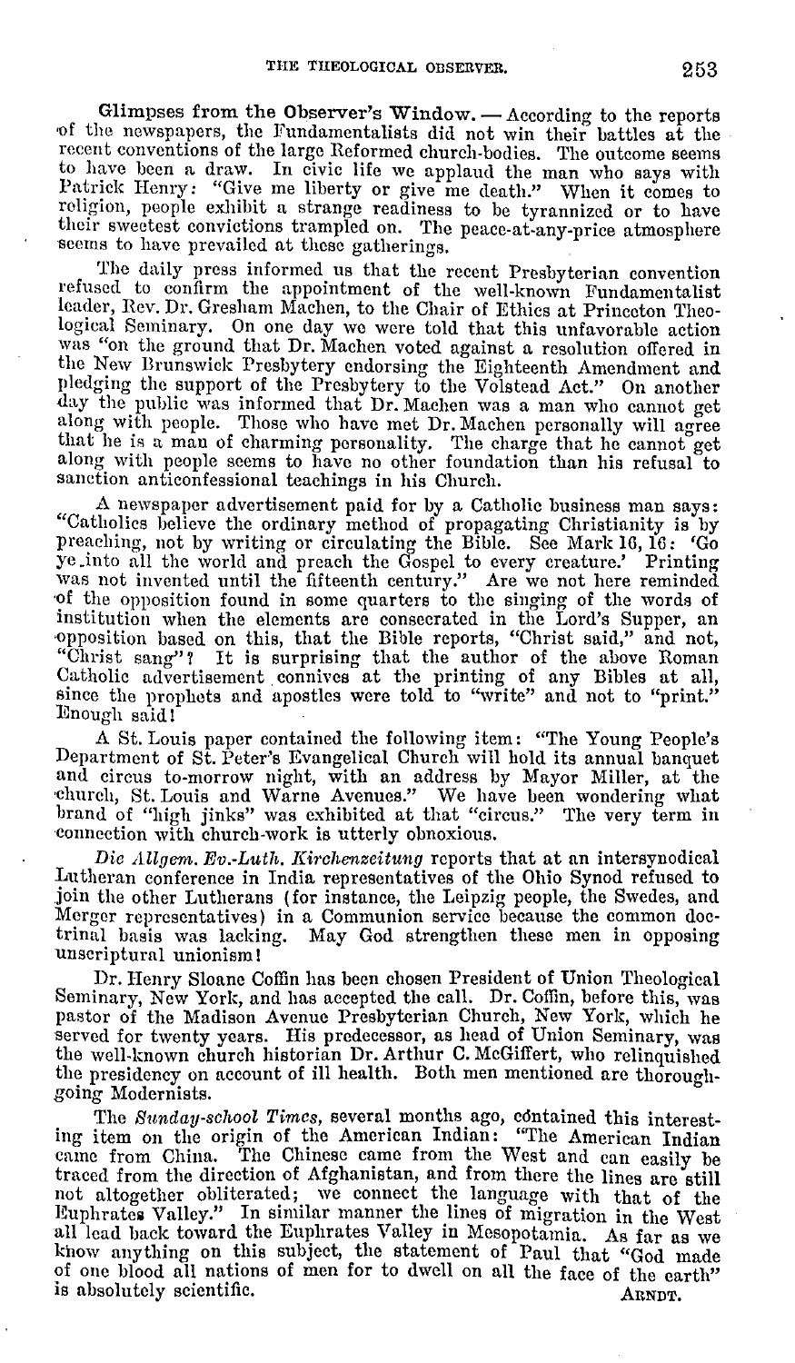**Glimpses from the Observer's Window.** — According to the reports of the newspapers, the Fundamentalists did not win their battles at the recent conventions of the large Reformed church-bodies. The outcome seems to have been a draw. In civic life we applaud the man who says with Patrick Henry: "Give me liberty or give me death." When it comes to religion, people exhibit a strange readiness to be tyrannized or to have their sweetest convictions trampled on. The peace-at-any-price atmosphere seems to have prevailed at these gatherings.

The daily press informed us that the recent Presbyterian convention refused to confirm the appointment of the well-known Fundamentalist leader, Rev. Dr. Gresham Machen, to the Chair of Ethics at Princeton Theological Seminary. On one day we were told that this unfavorable action was "on the ground that Dr. Machen voted against a resolution offered in the New Brunswick Presbytery endorsing the Eighteenth Amendment and pledging the support of the Presbytery to the Volstead Act." On another day the public was informed that Dr. Machen was a man who cannot get along with people. Those who have met Dr. Machen personally will agree that he is a man of charming personality. The charge that he cannot get along with people seems to have no other foundation than his refusal to sanction anticonfessional teachings in his Church.

A newspaper advertisement paid for by a Catholic business man says: "Catholics believe the ordinary method of propagating Christianity is by preaching, not by writing or circulating the Bible. See Mark 16, 16: 'Go ye into all the world and preach the Gospel to every creature.' Printing was not invented until the fifteenth century." Are we not here reminded of the opposition found in some quarters to the singing of the words of institution when the elements are consecrated in the Lord's Supper, an opposition based on this, that the Bible reports, "Christ said," and not, "Christ sang"? It is surprising that the author of the above Roman Catholic advertisement connives at the printing of any Bibles at all, since the prophets and apostles were told to "write" and not to "print." Enough said!

A St. Louis paper contained the following item: "The Young People's Department of St. Peter's Evangelical Church will hold its annual banquet and circus to-morrow night, with an address by Mayor Miller, at the church, St. Louis and Warne Avenues." We have been wondering what brand of "high jinks" was exhibited at that "circus." The very term in connection with church-work is utterly obnoxious.

*Die Allgem. Ev.-Luth. Kirchenzeitung* reports that at an intersynodical Lutheran conference in India representatives of the Ohio Synod refused to join the other Lutherans (for instance, the Leipzig people, the Swedes, and Merger representatives) in a Communion service because the common doctrinal basis was lacking. May God strengthen these men in opposing unscriptural unionism!

Dr. Henry Sloane Coffin has been chosen President of Union Theological Seminary, New York, and has accepted the call. Dr. Coffin, before this, was pastor of the Madison Avenue Presbyterian Church, New York, which he served for twenty years. His predecessor, as head of Union Seminary, was the well-known church historian Dr. Arthur C. McGiffert, who relinquished the presidency on account of ill health. Both men mentioned are thorough-going Modernists.

The *Sunday-school Times*, several months ago, contained this interesting item on the origin of the American Indian: "The American Indian came from China. The Chinese came from the West and can easily be traced from the direction of Afghanistan, and from there the lines are still not altogether obliterated; we connect the language with that of the Euphrates Valley." In similar manner the lines of migration in the West all lead back toward the Euphrates Valley in Mesopotamia. As far as we know anything on this subject, the statement of Paul that "God made of one blood all nations of men for to dwell on all the face of the earth" is absolutely scientific.

ARNDT.